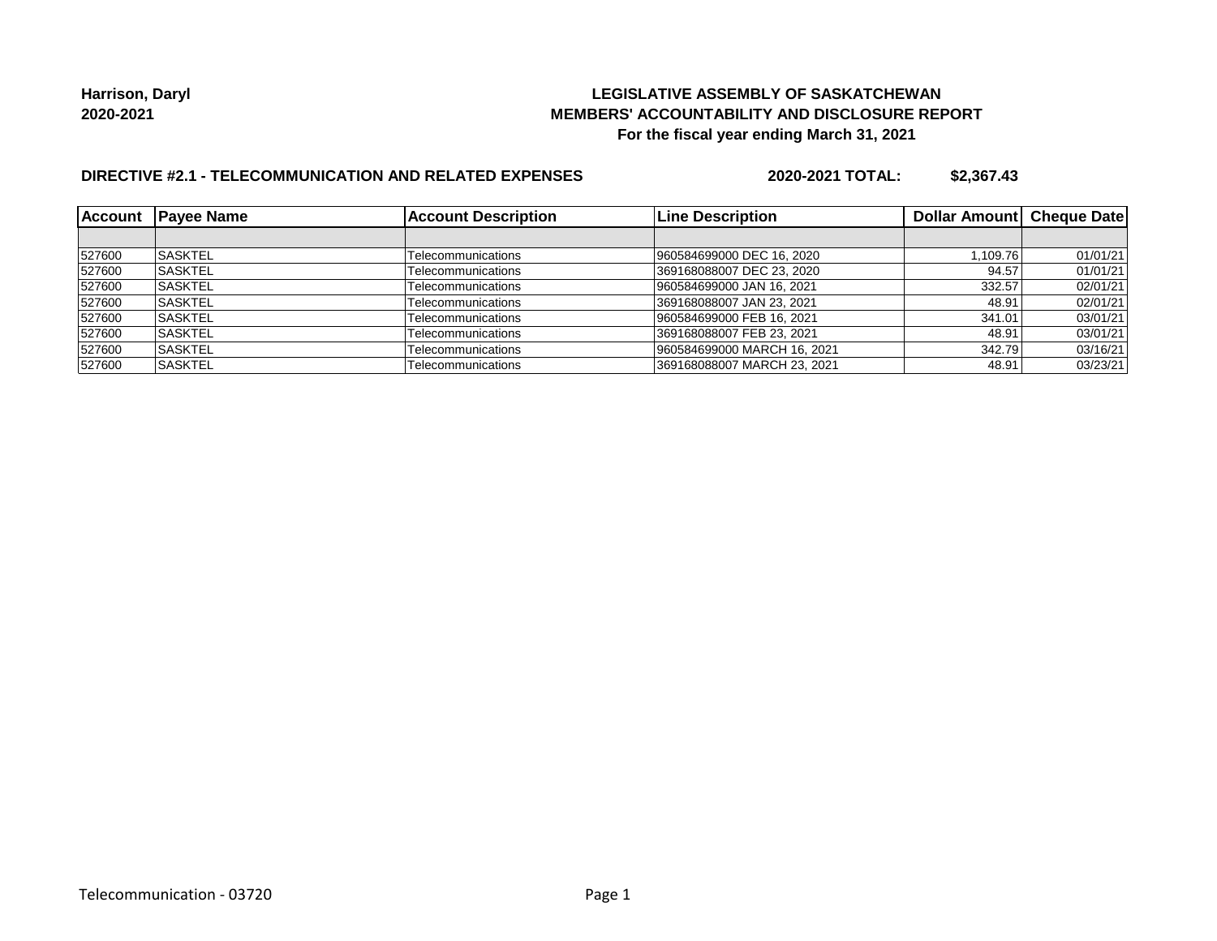**Harrison, Daryl**
**2020-2021**

**LEGISLATIVE ASSEMBLY OF SASKATCHEWAN**
**MEMBERS' ACCOUNTABILITY AND DISCLOSURE REPORT**
**For the fiscal year ending March 31, 2021**

**DIRECTIVE #2.1 - TELECOMMUNICATION AND RELATED EXPENSES** **2020-2021 TOTAL: $2,367.43**

| Account | Payee Name | Account Description | Line Description | Dollar Amount | Cheque Date |
|---|---|---|---|---|---|
| | | | | | |
| 527600 | SASKTEL | Telecommunications | 960584699000 DEC 16, 2020 | 1,109.76 | 01/01/21 |
| 527600 | SASKTEL | Telecommunications | 369168088007 DEC 23, 2020 | 94.57 | 01/01/21 |
| 527600 | SASKTEL | Telecommunications | 960584699000 JAN 16, 2021 | 332.57 | 02/01/21 |
| 527600 | SASKTEL | Telecommunications | 369168088007 JAN 23, 2021 | 48.91 | 02/01/21 |
| 527600 | SASKTEL | Telecommunications | 960584699000 FEB 16, 2021 | 341.01 | 03/01/21 |
| 527600 | SASKTEL | Telecommunications | 369168088007 FEB 23, 2021 | 48.91 | 03/01/21 |
| 527600 | SASKTEL | Telecommunications | 960584699000 MARCH 16, 2021 | 342.79 | 03/16/21 |
| 527600 | SASKTEL | Telecommunications | 369168088007 MARCH 23, 2021 | 48.91 | 03/23/21 |

Telecommunication - 03720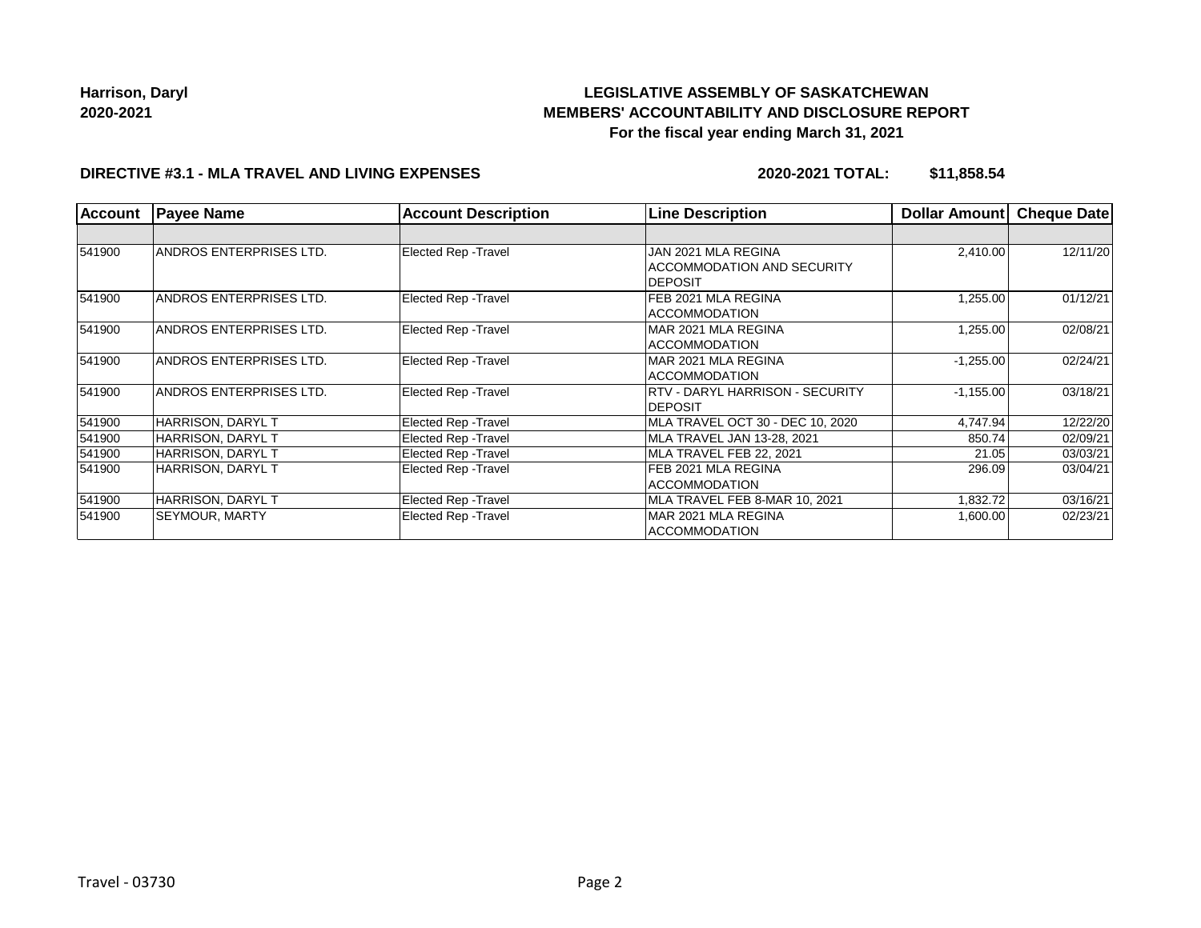**Harrison, Daryl**
**2020-2021**

**LEGISLATIVE ASSEMBLY OF SASKATCHEWAN**
**MEMBERS' ACCOUNTABILITY AND DISCLOSURE REPORT**
**For the fiscal year ending March 31, 2021**

**DIRECTIVE #3.1 - MLA TRAVEL AND LIVING EXPENSES**

**2020-2021 TOTAL: $11,858.54**

| Account | Payee Name | Account Description | Line Description | Dollar Amount | Cheque Date |
|---|---|---|---|---|---|
| | | | | | |
| 541900 | ANDROS ENTERPRISES LTD. | Elected Rep -Travel | JAN 2021 MLA REGINA ACCOMMODATION AND SECURITY DEPOSIT | 2,410.00 | 12/11/20 |
| 541900 | ANDROS ENTERPRISES LTD. | Elected Rep -Travel | FEB 2021 MLA REGINA ACCOMMODATION | 1,255.00 | 01/12/21 |
| 541900 | ANDROS ENTERPRISES LTD. | Elected Rep -Travel | MAR 2021 MLA REGINA ACCOMMODATION | 1,255.00 | 02/08/21 |
| 541900 | ANDROS ENTERPRISES LTD. | Elected Rep -Travel | MAR 2021 MLA REGINA ACCOMMODATION | -1,255.00 | 02/24/21 |
| 541900 | ANDROS ENTERPRISES LTD. | Elected Rep -Travel | RTV - DARYL HARRISON - SECURITY DEPOSIT | -1,155.00 | 03/18/21 |
| 541900 | HARRISON, DARYL T | Elected Rep -Travel | MLA TRAVEL OCT 30 - DEC 10, 2020 | 4,747.94 | 12/22/20 |
| 541900 | HARRISON, DARYL T | Elected Rep -Travel | MLA TRAVEL JAN 13-28, 2021 | 850.74 | 02/09/21 |
| 541900 | HARRISON, DARYL T | Elected Rep -Travel | MLA TRAVEL FEB 22, 2021 | 21.05 | 03/03/21 |
| 541900 | HARRISON, DARYL T | Elected Rep -Travel | FEB 2021 MLA REGINA ACCOMMODATION | 296.09 | 03/04/21 |
| 541900 | HARRISON, DARYL T | Elected Rep -Travel | MLA TRAVEL FEB 8-MAR 10, 2021 | 1,832.72 | 03/16/21 |
| 541900 | SEYMOUR, MARTY | Elected Rep -Travel | MAR 2021 MLA REGINA ACCOMMODATION | 1,600.00 | 02/23/21 |

Travel - 03730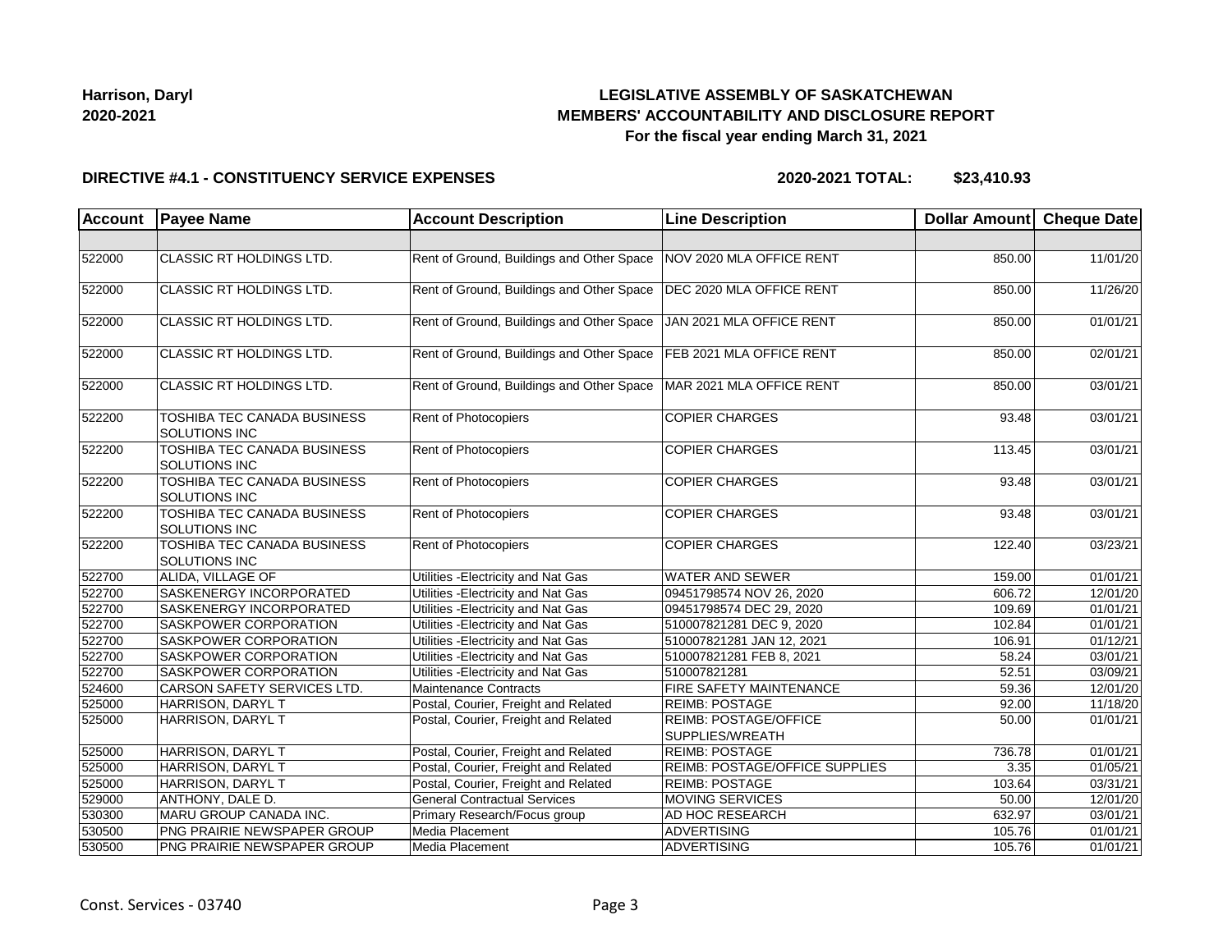**Harrison, Daryl**
**2020-2021**

# LEGISLATIVE ASSEMBLY OF SASKATCHEWAN
## MEMBERS' ACCOUNTABILITY AND DISCLOSURE REPORT
### For the fiscal year ending March 31, 2021

**DIRECTIVE #4.1 - CONSTITUENCY SERVICE EXPENSES** **2020-2021 TOTAL: $23,410.93**

| Account | Payee Name | Account Description | Line Description | Dollar Amount | Cheque Date |
|---|---|---|---|---|---|
| | | | | | |
| 522000 | CLASSIC RT HOLDINGS LTD. | Rent of Ground, Buildings and Other Space | NOV 2020 MLA OFFICE RENT | 850.00 | 11/01/20 |
| 522000 | CLASSIC RT HOLDINGS LTD. | Rent of Ground, Buildings and Other Space | DEC 2020 MLA OFFICE RENT | 850.00 | 11/26/20 |
| 522000 | CLASSIC RT HOLDINGS LTD. | Rent of Ground, Buildings and Other Space | JAN 2021 MLA OFFICE RENT | 850.00 | 01/01/21 |
| 522000 | CLASSIC RT HOLDINGS LTD. | Rent of Ground, Buildings and Other Space | FEB 2021 MLA OFFICE RENT | 850.00 | 02/01/21 |
| 522000 | CLASSIC RT HOLDINGS LTD. | Rent of Ground, Buildings and Other Space | MAR 2021 MLA OFFICE RENT | 850.00 | 03/01/21 |
| 522200 | TOSHIBA TEC CANADA BUSINESS SOLUTIONS INC | Rent of Photocopiers | COPIER CHARGES | 93.48 | 03/01/21 |
| 522200 | TOSHIBA TEC CANADA BUSINESS SOLUTIONS INC | Rent of Photocopiers | COPIER CHARGES | 113.45 | 03/01/21 |
| 522200 | TOSHIBA TEC CANADA BUSINESS SOLUTIONS INC | Rent of Photocopiers | COPIER CHARGES | 93.48 | 03/01/21 |
| 522200 | TOSHIBA TEC CANADA BUSINESS SOLUTIONS INC | Rent of Photocopiers | COPIER CHARGES | 93.48 | 03/01/21 |
| 522200 | TOSHIBA TEC CANADA BUSINESS SOLUTIONS INC | Rent of Photocopiers | COPIER CHARGES | 122.40 | 03/23/21 |
| 522700 | ALIDA, VILLAGE OF | Utilities -Electricity and Nat Gas | WATER AND SEWER | 159.00 | 01/01/21 |
| 522700 | SASKENERGY INCORPORATED | Utilities -Electricity and Nat Gas | 09451798574 NOV 26, 2020 | 606.72 | 12/01/20 |
| 522700 | SASKENERGY INCORPORATED | Utilities -Electricity and Nat Gas | 09451798574 DEC 29, 2020 | 109.69 | 01/01/21 |
| 522700 | SASKPOWER CORPORATION | Utilities -Electricity and Nat Gas | 510007821281 DEC 9, 2020 | 102.84 | 01/01/21 |
| 522700 | SASKPOWER CORPORATION | Utilities -Electricity and Nat Gas | 510007821281 JAN 12, 2021 | 106.91 | 01/12/21 |
| 522700 | SASKPOWER CORPORATION | Utilities -Electricity and Nat Gas | 510007821281 FEB 8, 2021 | 58.24 | 03/01/21 |
| 522700 | SASKPOWER CORPORATION | Utilities -Electricity and Nat Gas | 510007821281 | 52.51 | 03/09/21 |
| 524600 | CARSON SAFETY SERVICES LTD. | Maintenance Contracts | FIRE SAFETY MAINTENANCE | 59.36 | 12/01/20 |
| 525000 | HARRISON, DARYL T | Postal, Courier, Freight and Related | REIMB: POSTAGE | 92.00 | 11/18/20 |
| 525000 | HARRISON, DARYL T | Postal, Courier, Freight and Related | REIMB: POSTAGE/OFFICE SUPPLIES/WREATH | 50.00 | 01/01/21 |
| 525000 | HARRISON, DARYL T | Postal, Courier, Freight and Related | REIMB: POSTAGE | 736.78 | 01/01/21 |
| 525000 | HARRISON, DARYL T | Postal, Courier, Freight and Related | REIMB: POSTAGE/OFFICE SUPPLIES | 3.35 | 01/05/21 |
| 525000 | HARRISON, DARYL T | Postal, Courier, Freight and Related | REIMB: POSTAGE | 103.64 | 03/31/21 |
| 529000 | ANTHONY, DALE D. | General Contractual Services | MOVING SERVICES | 50.00 | 12/01/20 |
| 530300 | MARU GROUP CANADA INC. | Primary Research/Focus group | AD HOC RESEARCH | 632.97 | 03/01/21 |
| 530500 | PNG PRAIRIE NEWSPAPER GROUP | Media Placement | ADVERTISING | 105.76 | 01/01/21 |
| 530500 | PNG PRAIRIE NEWSPAPER GROUP | Media Placement | ADVERTISING | 105.76 | 01/01/21 |

Const. Services - 03740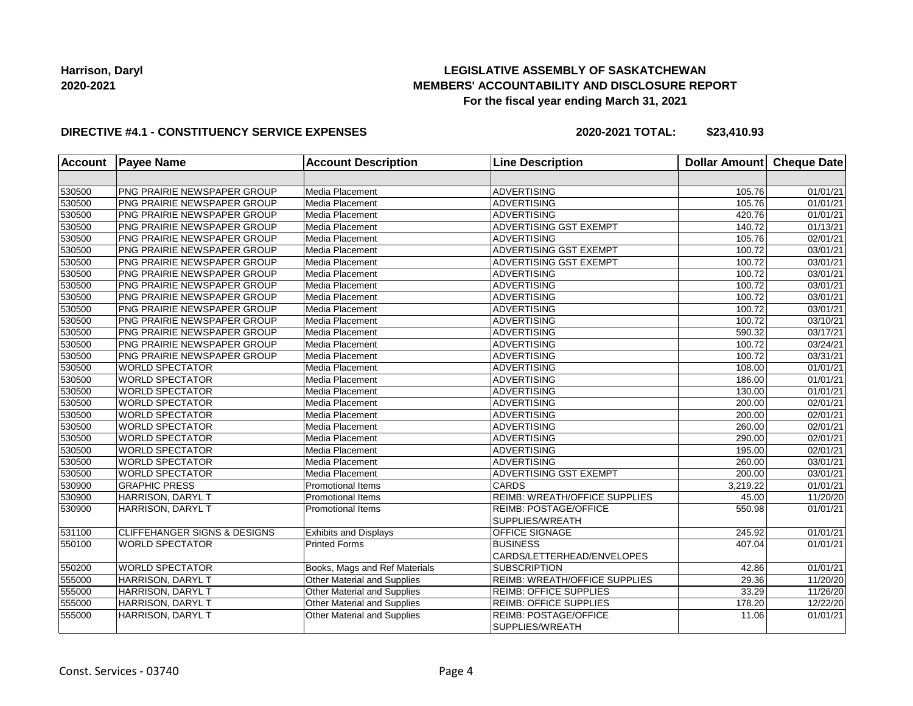**Harrison, Daryl**
**2020-2021**

# LEGISLATIVE ASSEMBLY OF SASKATCHEWAN
## MEMBERS' ACCOUNTABILITY AND DISCLOSURE REPORT
### For the fiscal year ending March 31, 2021

**DIRECTIVE #4.1 - CONSTITUENCY SERVICE EXPENSES** **2020-2021 TOTAL: $23,410.93**

| Account | Payee Name | Account Description | Line Description | Dollar Amount | Cheque Date |
|---|---|---|---|---|---|
| | | | | | |
| 530500 | PNG PRAIRIE NEWSPAPER GROUP | Media Placement | ADVERTISING | 105.76 | 01/01/21 |
| 530500 | PNG PRAIRIE NEWSPAPER GROUP | Media Placement | ADVERTISING | 105.76 | 01/01/21 |
| 530500 | PNG PRAIRIE NEWSPAPER GROUP | Media Placement | ADVERTISING | 420.76 | 01/01/21 |
| 530500 | PNG PRAIRIE NEWSPAPER GROUP | Media Placement | ADVERTISING GST EXEMPT | 140.72 | 01/13/21 |
| 530500 | PNG PRAIRIE NEWSPAPER GROUP | Media Placement | ADVERTISING | 105.76 | 02/01/21 |
| 530500 | PNG PRAIRIE NEWSPAPER GROUP | Media Placement | ADVERTISING GST EXEMPT | 100.72 | 03/01/21 |
| 530500 | PNG PRAIRIE NEWSPAPER GROUP | Media Placement | ADVERTISING GST EXEMPT | 100.72 | 03/01/21 |
| 530500 | PNG PRAIRIE NEWSPAPER GROUP | Media Placement | ADVERTISING | 100.72 | 03/01/21 |
| 530500 | PNG PRAIRIE NEWSPAPER GROUP | Media Placement | ADVERTISING | 100.72 | 03/01/21 |
| 530500 | PNG PRAIRIE NEWSPAPER GROUP | Media Placement | ADVERTISING | 100.72 | 03/01/21 |
| 530500 | PNG PRAIRIE NEWSPAPER GROUP | Media Placement | ADVERTISING | 100.72 | 03/01/21 |
| 530500 | PNG PRAIRIE NEWSPAPER GROUP | Media Placement | ADVERTISING | 100.72 | 03/10/21 |
| 530500 | PNG PRAIRIE NEWSPAPER GROUP | Media Placement | ADVERTISING | 590.32 | 03/17/21 |
| 530500 | PNG PRAIRIE NEWSPAPER GROUP | Media Placement | ADVERTISING | 100.72 | 03/24/21 |
| 530500 | PNG PRAIRIE NEWSPAPER GROUP | Media Placement | ADVERTISING | 100.72 | 03/31/21 |
| 530500 | WORLD SPECTATOR | Media Placement | ADVERTISING | 108.00 | 01/01/21 |
| 530500 | WORLD SPECTATOR | Media Placement | ADVERTISING | 186.00 | 01/01/21 |
| 530500 | WORLD SPECTATOR | Media Placement | ADVERTISING | 130.00 | 01/01/21 |
| 530500 | WORLD SPECTATOR | Media Placement | ADVERTISING | 200.00 | 02/01/21 |
| 530500 | WORLD SPECTATOR | Media Placement | ADVERTISING | 200.00 | 02/01/21 |
| 530500 | WORLD SPECTATOR | Media Placement | ADVERTISING | 260.00 | 02/01/21 |
| 530500 | WORLD SPECTATOR | Media Placement | ADVERTISING | 290.00 | 02/01/21 |
| 530500 | WORLD SPECTATOR | Media Placement | ADVERTISING | 195.00 | 02/01/21 |
| 530500 | WORLD SPECTATOR | Media Placement | ADVERTISING | 260.00 | 03/01/21 |
| 530500 | WORLD SPECTATOR | Media Placement | ADVERTISING GST EXEMPT | 200.00 | 03/01/21 |
| 530900 | GRAPHIC PRESS | Promotional Items | CARDS | 3,219.22 | 01/01/21 |
| 530900 | HARRISON, DARYL T | Promotional Items | REIMB: WREATH/OFFICE SUPPLIES | 45.00 | 11/20/20 |
| 530900 | HARRISON, DARYL T | Promotional Items | REIMB: POSTAGE/OFFICE SUPPLIES/WREATH | 550.98 | 01/01/21 |
| 531100 | CLIFFEHANGER SIGNS & DESIGNS | Exhibits and Displays | OFFICE SIGNAGE | 245.92 | 01/01/21 |
| 550100 | WORLD SPECTATOR | Printed Forms | BUSINESS CARDS/LETTERHEAD/ENVELOPES | 407.04 | 01/01/21 |
| 550200 | WORLD SPECTATOR | Books, Mags and Ref Materials | SUBSCRIPTION | 42.86 | 01/01/21 |
| 555000 | HARRISON, DARYL T | Other Material and Supplies | REIMB: WREATH/OFFICE SUPPLIES | 29.36 | 11/20/20 |
| 555000 | HARRISON, DARYL T | Other Material and Supplies | REIMB: OFFICE SUPPLIES | 33.29 | 11/26/20 |
| 555000 | HARRISON, DARYL T | Other Material and Supplies | REIMB: OFFICE SUPPLIES | 178.20 | 12/22/20 |
| 555000 | HARRISON, DARYL T | Other Material and Supplies | REIMB: POSTAGE/OFFICE SUPPLIES/WREATH | 11.06 | 01/01/21 |

Const. Services - 03740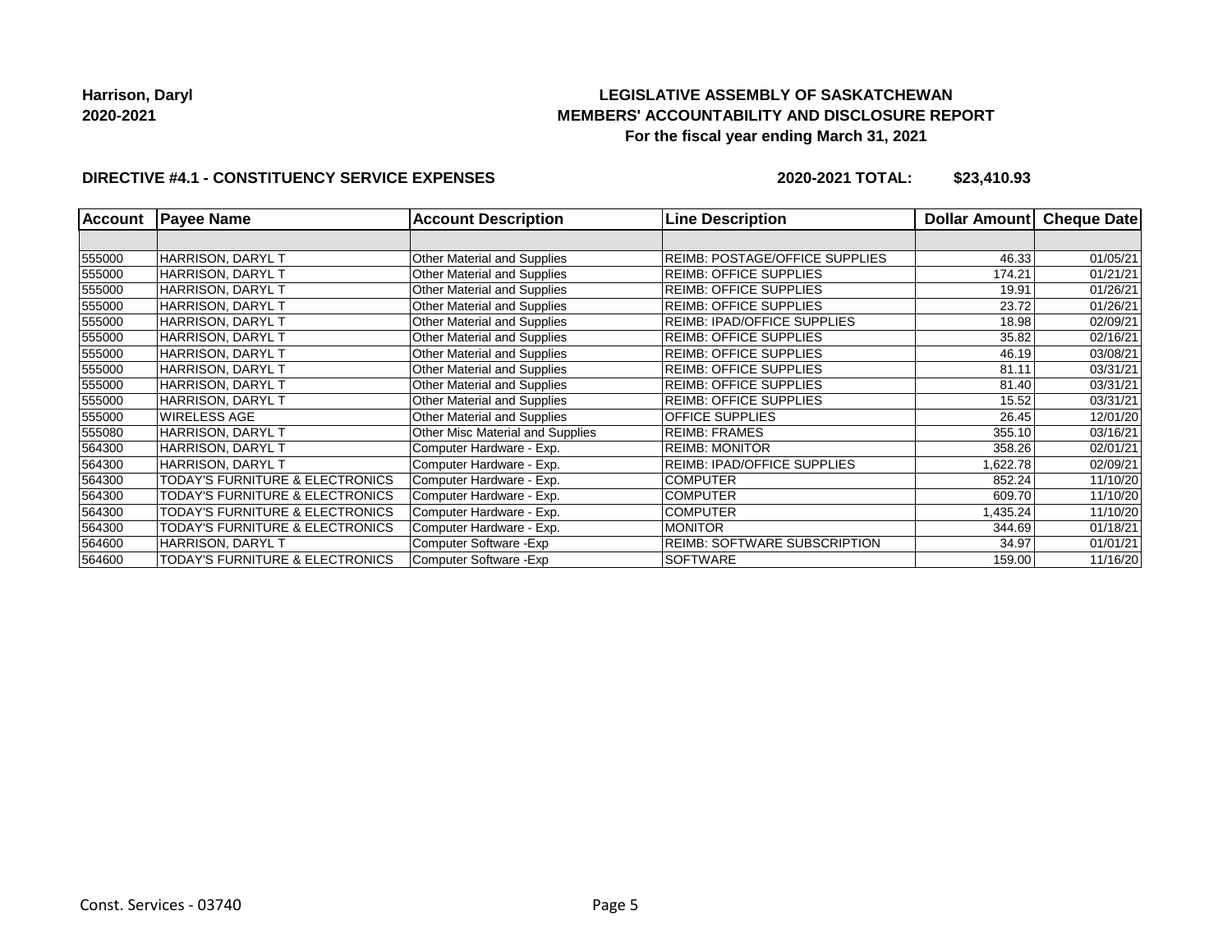**Harrison, Daryl**
**2020-2021**

**LEGISLATIVE ASSEMBLY OF SASKATCHEWAN**
**MEMBERS' ACCOUNTABILITY AND DISCLOSURE REPORT**
**For the fiscal year ending March 31, 2021**

**DIRECTIVE #4.1 - CONSTITUENCY SERVICE EXPENSES** **2020-2021 TOTAL: $23,410.93**

| Account | Payee Name | Account Description | Line Description | Dollar Amount | Cheque Date |
|---|---|---|---|---|---|
| | | | | | |
| 555000 | HARRISON, DARYL T | Other Material and Supplies | REIMB: POSTAGE/OFFICE SUPPLIES | 46.33 | 01/05/21 |
| 555000 | HARRISON, DARYL T | Other Material and Supplies | REIMB: OFFICE SUPPLIES | 174.21 | 01/21/21 |
| 555000 | HARRISON, DARYL T | Other Material and Supplies | REIMB: OFFICE SUPPLIES | 19.91 | 01/26/21 |
| 555000 | HARRISON, DARYL T | Other Material and Supplies | REIMB: OFFICE SUPPLIES | 23.72 | 01/26/21 |
| 555000 | HARRISON, DARYL T | Other Material and Supplies | REIMB: IPAD/OFFICE SUPPLIES | 18.98 | 02/09/21 |
| 555000 | HARRISON, DARYL T | Other Material and Supplies | REIMB: OFFICE SUPPLIES | 35.82 | 02/16/21 |
| 555000 | HARRISON, DARYL T | Other Material and Supplies | REIMB: OFFICE SUPPLIES | 46.19 | 03/08/21 |
| 555000 | HARRISON, DARYL T | Other Material and Supplies | REIMB: OFFICE SUPPLIES | 81.11 | 03/31/21 |
| 555000 | HARRISON, DARYL T | Other Material and Supplies | REIMB: OFFICE SUPPLIES | 81.40 | 03/31/21 |
| 555000 | HARRISON, DARYL T | Other Material and Supplies | REIMB: OFFICE SUPPLIES | 15.52 | 03/31/21 |
| 555000 | WIRELESS AGE | Other Material and Supplies | OFFICE SUPPLIES | 26.45 | 12/01/20 |
| 555080 | HARRISON, DARYL T | Other Misc Material and Supplies | REIMB: FRAMES | 355.10 | 03/16/21 |
| 564300 | HARRISON, DARYL T | Computer Hardware - Exp. | REIMB: MONITOR | 358.26 | 02/01/21 |
| 564300 | HARRISON, DARYL T | Computer Hardware - Exp. | REIMB: IPAD/OFFICE SUPPLIES | 1,622.78 | 02/09/21 |
| 564300 | TODAY'S FURNITURE & ELECTRONICS | Computer Hardware - Exp. | COMPUTER | 852.24 | 11/10/20 |
| 564300 | TODAY'S FURNITURE & ELECTRONICS | Computer Hardware - Exp. | COMPUTER | 609.70 | 11/10/20 |
| 564300 | TODAY'S FURNITURE & ELECTRONICS | Computer Hardware - Exp. | COMPUTER | 1,435.24 | 11/10/20 |
| 564300 | TODAY'S FURNITURE & ELECTRONICS | Computer Hardware - Exp. | MONITOR | 344.69 | 01/18/21 |
| 564600 | HARRISON, DARYL T | Computer Software -Exp | REIMB: SOFTWARE SUBSCRIPTION | 34.97 | 01/01/21 |
| 564600 | TODAY'S FURNITURE & ELECTRONICS | Computer Software -Exp | SOFTWARE | 159.00 | 11/16/20 |

Const. Services - 03740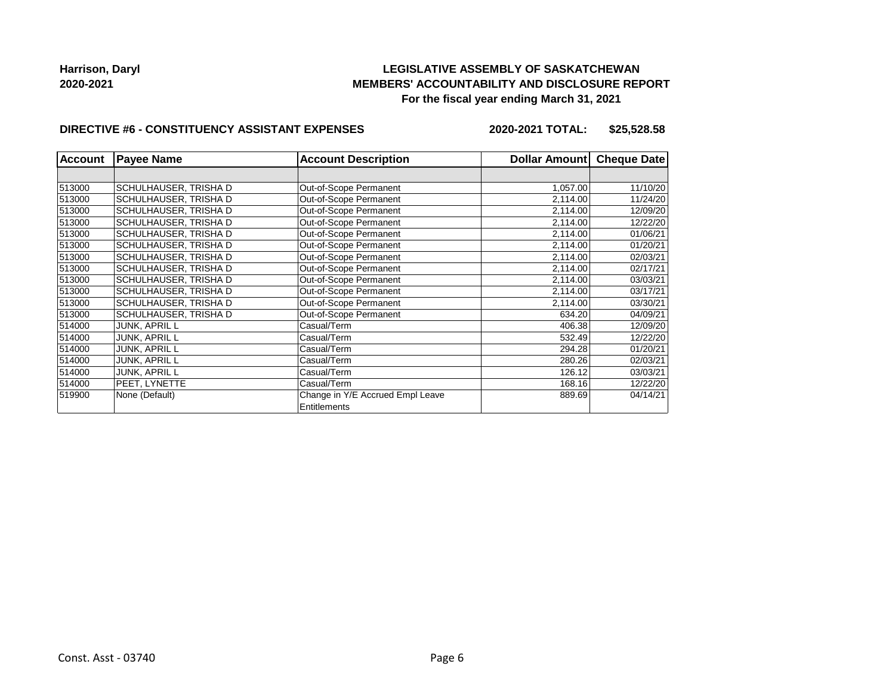**Harrison, Daryl**
**2020-2021**

# LEGISLATIVE ASSEMBLY OF SASKATCHEWAN
## MEMBERS' ACCOUNTABILITY AND DISCLOSURE REPORT
### For the fiscal year ending March 31, 2021

**DIRECTIVE #6 - CONSTITUENCY ASSISTANT EXPENSES** **2020-2021 TOTAL: $25,528.58**

| Account | Payee Name | Account Description | Dollar Amount | Cheque Date |
|---|---|---|---|---|
| | | | | |
| 513000 | SCHULHAUSER, TRISHA D | Out-of-Scope Permanent | 1,057.00 | 11/10/20 |
| 513000 | SCHULHAUSER, TRISHA D | Out-of-Scope Permanent | 2,114.00 | 11/24/20 |
| 513000 | SCHULHAUSER, TRISHA D | Out-of-Scope Permanent | 2,114.00 | 12/09/20 |
| 513000 | SCHULHAUSER, TRISHA D | Out-of-Scope Permanent | 2,114.00 | 12/22/20 |
| 513000 | SCHULHAUSER, TRISHA D | Out-of-Scope Permanent | 2,114.00 | 01/06/21 |
| 513000 | SCHULHAUSER, TRISHA D | Out-of-Scope Permanent | 2,114.00 | 01/20/21 |
| 513000 | SCHULHAUSER, TRISHA D | Out-of-Scope Permanent | 2,114.00 | 02/03/21 |
| 513000 | SCHULHAUSER, TRISHA D | Out-of-Scope Permanent | 2,114.00 | 02/17/21 |
| 513000 | SCHULHAUSER, TRISHA D | Out-of-Scope Permanent | 2,114.00 | 03/03/21 |
| 513000 | SCHULHAUSER, TRISHA D | Out-of-Scope Permanent | 2,114.00 | 03/17/21 |
| 513000 | SCHULHAUSER, TRISHA D | Out-of-Scope Permanent | 2,114.00 | 03/30/21 |
| 513000 | SCHULHAUSER, TRISHA D | Out-of-Scope Permanent | 634.20 | 04/09/21 |
| 514000 | JUNK, APRIL L | Casual/Term | 406.38 | 12/09/20 |
| 514000 | JUNK, APRIL L | Casual/Term | 532.49 | 12/22/20 |
| 514000 | JUNK, APRIL L | Casual/Term | 294.28 | 01/20/21 |
| 514000 | JUNK, APRIL L | Casual/Term | 280.26 | 02/03/21 |
| 514000 | JUNK, APRIL L | Casual/Term | 126.12 | 03/03/21 |
| 514000 | PEET, LYNETTE | Casual/Term | 168.16 | 12/22/20 |
| 519900 | None (Default) | Change in Y/E Accrued Empl Leave Entitlements | 889.69 | 04/14/21 |

Const. Asst - 03740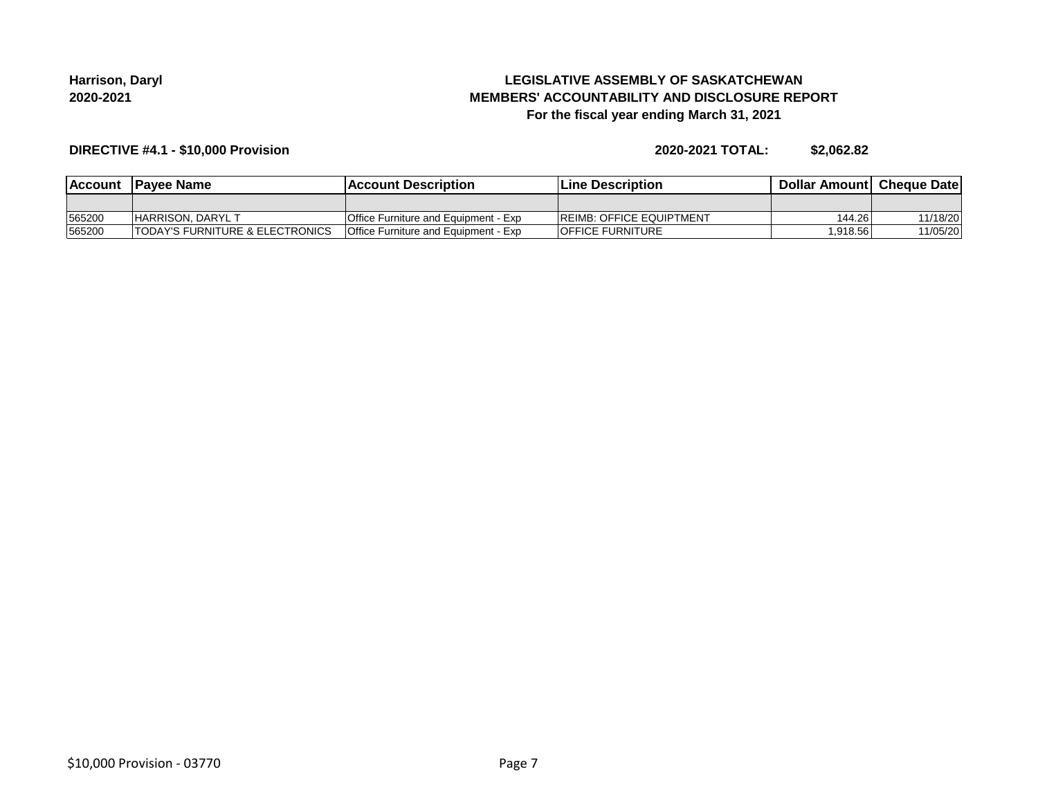**Harrison, Daryl**
**2020-2021**

# LEGISLATIVE ASSEMBLY OF SASKATCHEWAN
## MEMBERS' ACCOUNTABILITY AND DISCLOSURE REPORT
### For the fiscal year ending March 31, 2021

**DIRECTIVE #4.1 - $10,000 Provision** **2020-2021 TOTAL: $2,062.82**

| Account | Payee Name | Account Description | Line Description | Dollar Amount | Cheque Date |
|---|---|---|---|---|---|
| | | | | | |
| 565200 | HARRISON, DARYL T | Office Furniture and Equipment - Exp | REIMB: OFFICE EQUIPTMENT | 144.26 | 11/18/20 |
| 565200 | TODAY'S FURNITURE & ELECTRONICS | Office Furniture and Equipment - Exp | OFFICE FURNITURE | 1,918.56 | 11/05/20 |

$10,000 Provision - 03770